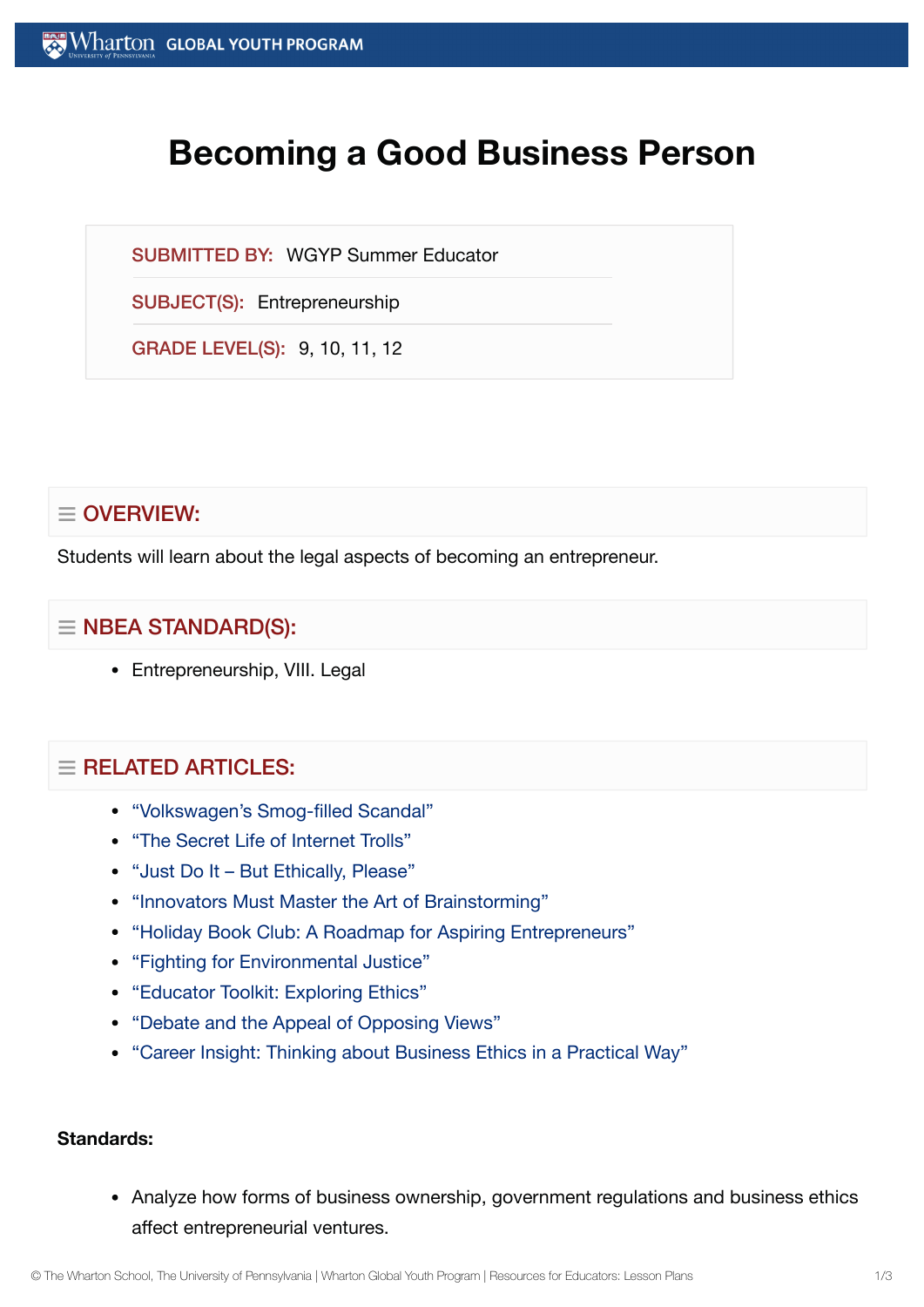# Becoming a Good Business Person

**SUBMITTED BY:** WGYP Summer Educator

**SUBJECT(S):** Entrepreneurship

**GRADE LEVEL(S):** 9, 10, 11, 12

## OVERVIEW:

Students will learn about the legal aspects of becoming an entrepreneur.

## NBEA STANDARD(S):

- Entrepreneurship, VIII. Legal

## RELATED ARTICLES:

- "Volkswagen's Smog-filled Scandal"
- "The Secret Life of Internet Trolls"
- "Just Do It – But Ethically, Please"
- "Innovators Must Master the Art of Brainstorming"
- "Holiday Book Club: A Roadmap for Aspiring Entrepreneurs"
- "Fighting for Environmental Justice"
- "Educator Toolkit: Exploring Ethics"
- "Debate and the Appeal of Opposing Views"
- "Career Insight: Thinking about Business Ethics in a Practical Way"

**Standards:**

- Analyze how forms of business ownership, government regulations and business ethics affect entrepreneurial ventures.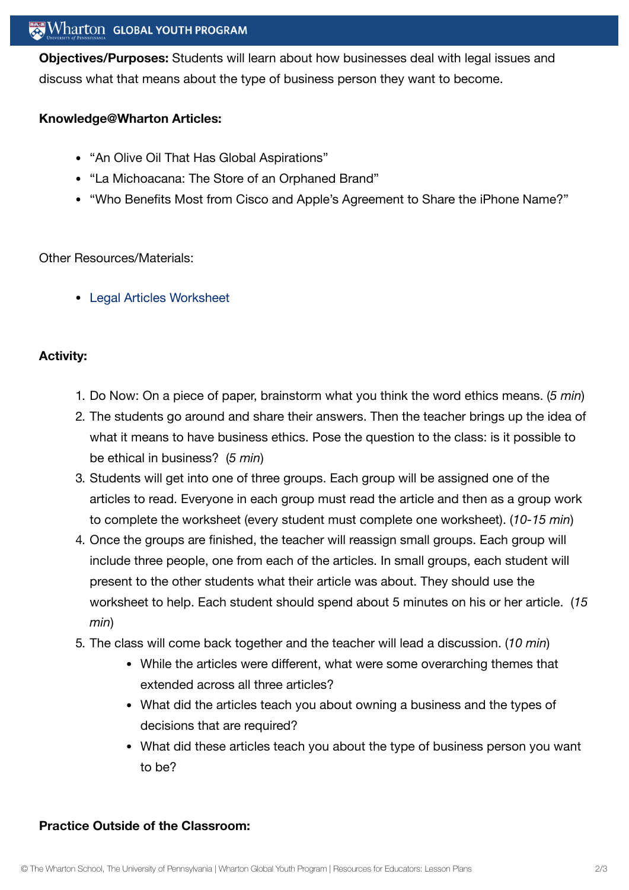**Objectives/Purposes:** Students will learn about how businesses deal with legal issues and discuss what that means about the type of business person they want to become.

**Knowledge@Wharton Articles:**

- "An Olive Oil That Has Global Aspirations"
- "La Michoacana: The Store of an Orphaned Brand"
- "Who Benefits Most from Cisco and Apple's Agreement to Share the iPhone Name?"

Other Resources/Materials:

- Legal Articles Worksheet

**Activity:**

1. Do Now: On a piece of paper, brainstorm what you think the word ethics means. (*5 min*)
2. The students go around and share their answers. Then the teacher brings up the idea of what it means to have business ethics. Pose the question to the class: is it possible to be ethical in business? (*5 min*)
3. Students will get into one of three groups. Each group will be assigned one of the articles to read. Everyone in each group must read the article and then as a group work to complete the worksheet (every student must complete one worksheet). (*10-15 min*)
4. Once the groups are finished, the teacher will reassign small groups. Each group will include three people, one from each of the articles. In small groups, each student will present to the other students what their article was about. They should use the worksheet to help. Each student should spend about 5 minutes on his or her article. (*15 min*)
5. The class will come back together and the teacher will lead a discussion. (*10 min*)
   - While the articles were different, what were some overarching themes that extended across all three articles?
   - What did the articles teach you about owning a business and the types of decisions that are required?
   - What did these articles teach you about the type of business person you want to be?

**Practice Outside of the Classroom:**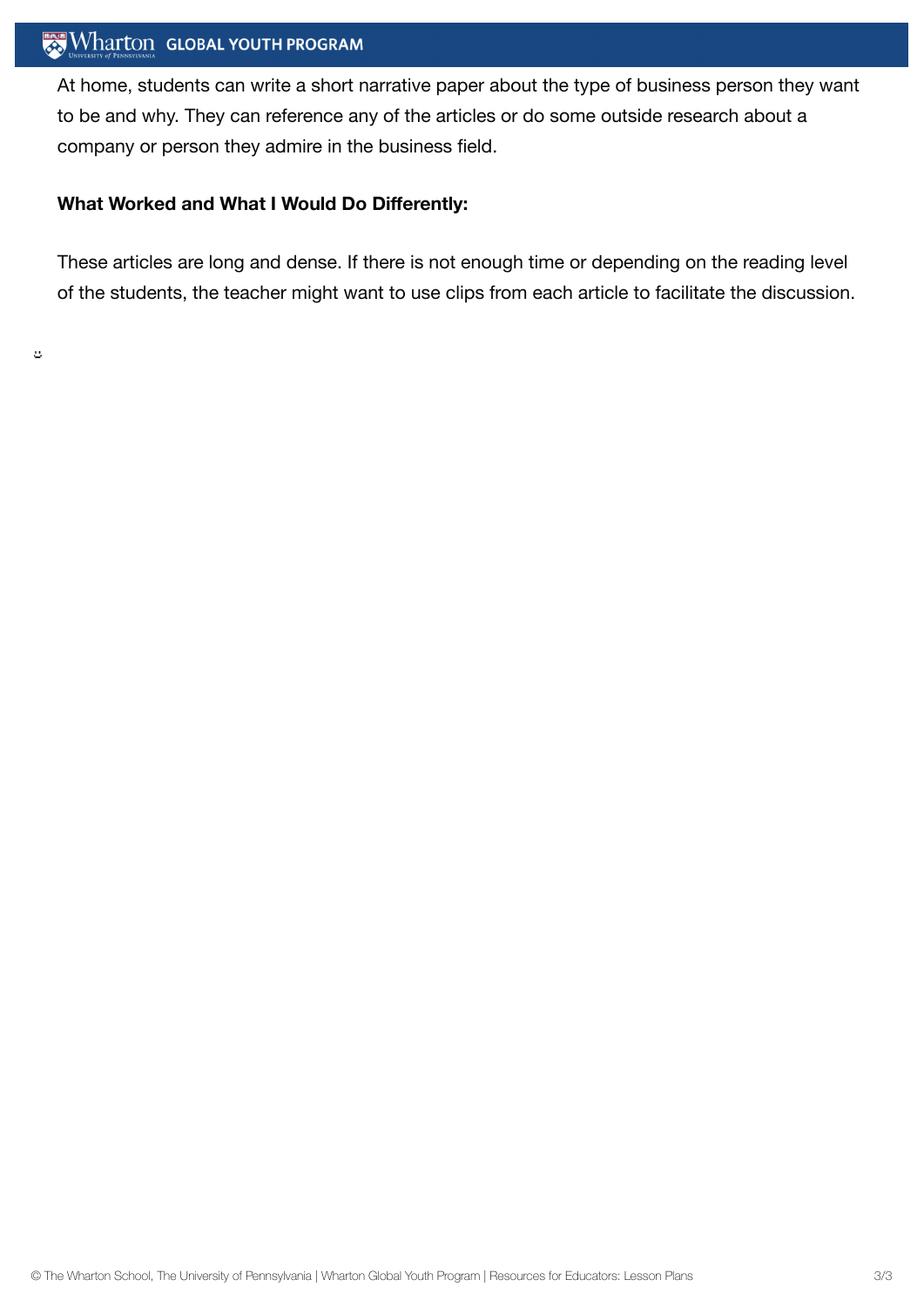At home, students can write a short narrative paper about the type of business person they want to be and why. They can reference any of the articles or do some outside research about a company or person they admire in the business field.

**What Worked and What I Would Do Differently:**

These articles are long and dense. If there is not enough time or depending on the reading level of the students, the teacher might want to use clips from each article to facilitate the discussion.